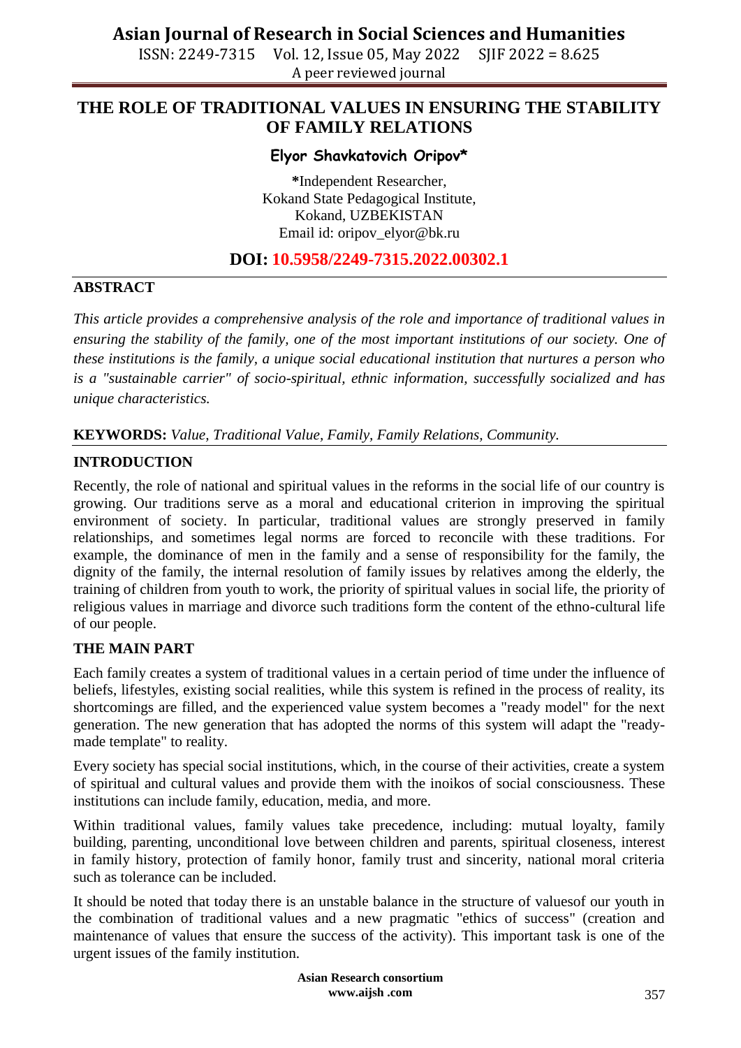# THE ROLE OF TRADITIONAL VALUES IN ENSURING THE STABILITY OF FAMILY RELATIONS

**Elyor Shavkatovich Oripov***

*Independent Researcher,
Kokand State Pedagogical Institute,
Kokand, UZBEKISTAN
Email id: oripov_elyor@bk.ru

**DOI: 10.5958/2249-7315.2022.00302.1**

## ABSTRACT

*This article provides a comprehensive analysis of the role and importance of traditional values in ensuring the stability of the family, one of the most important institutions of our society. One of these institutions is the family, a unique social educational institution that nurtures a person who is a "sustainable carrier" of socio-spiritual, ethnic information, successfully socialized and has unique characteristics.*

**KEYWORDS:** *Value, Traditional Value, Family, Family Relations, Community.*

## INTRODUCTION

Recently, the role of national and spiritual values in the reforms in the social life of our country is growing. Our traditions serve as a moral and educational criterion in improving the spiritual environment of society. In particular, traditional values are strongly preserved in family relationships, and sometimes legal norms are forced to reconcile with these traditions. For example, the dominance of men in the family and a sense of responsibility for the family, the dignity of the family, the internal resolution of family issues by relatives among the elderly, the training of children from youth to work, the priority of spiritual values in social life, the priority of religious values in marriage and divorce such traditions form the content of the ethno-cultural life of our people.

## THE MAIN PART

Each family creates a system of traditional values in a certain period of time under the influence of beliefs, lifestyles, existing social realities, while this system is refined in the process of reality, its shortcomings are filled, and the experienced value system becomes a "ready model" for the next generation. The new generation that has adopted the norms of this system will adapt the "ready-made template" to reality.

Every society has special social institutions, which, in the course of their activities, create a system of spiritual and cultural values and provide them with the inoikos of social consciousness. These institutions can include family, education, media, and more.

Within traditional values, family values take precedence, including: mutual loyalty, family building, parenting, unconditional love between children and parents, spiritual closeness, interest in family history, protection of family honor, family trust and sincerity, national moral criteria such as tolerance can be included.

It should be noted that today there is an unstable balance in the structure of valuesof our youth in the combination of traditional values and a new pragmatic "ethics of success" (creation and maintenance of values that ensure the success of the activity). This important task is one of the urgent issues of the family institution.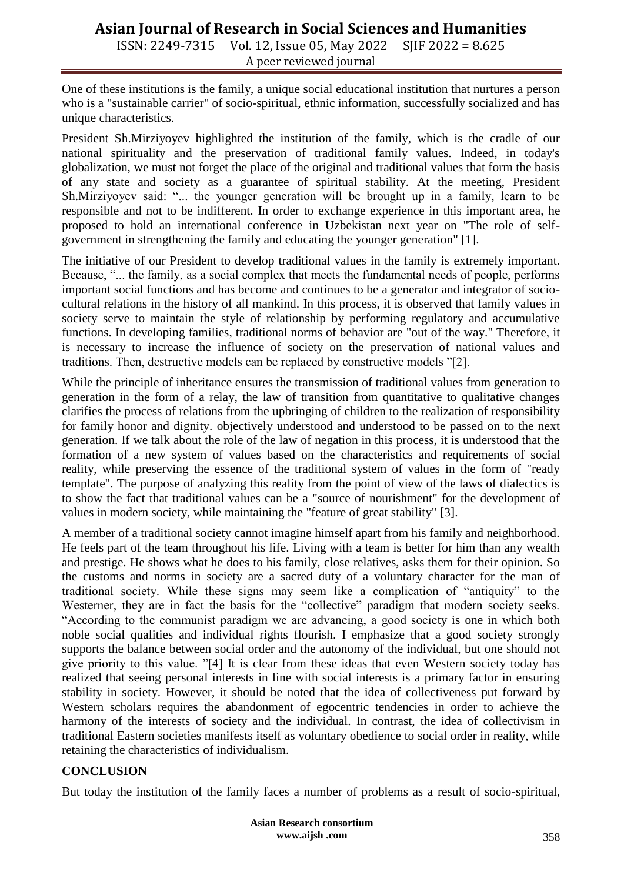One of these institutions is the family, a unique social educational institution that nurtures a person who is a "sustainable carrier" of socio-spiritual, ethnic information, successfully socialized and has unique characteristics.

President Sh.Mirziyoyev highlighted the institution of the family, which is the cradle of our national spirituality and the preservation of traditional family values. Indeed, in today's globalization, we must not forget the place of the original and traditional values that form the basis of any state and society as a guarantee of spiritual stability. At the meeting, President Sh.Mirziyoyev said: "... the younger generation will be brought up in a family, learn to be responsible and not to be indifferent. In order to exchange experience in this important area, he proposed to hold an international conference in Uzbekistan next year on "The role of self-government in strengthening the family and educating the younger generation" [1].

The initiative of our President to develop traditional values in the family is extremely important. Because, "... the family, as a social complex that meets the fundamental needs of people, performs important social functions and has become and continues to be a generator and integrator of socio-cultural relations in the history of all mankind. In this process, it is observed that family values in society serve to maintain the style of relationship by performing regulatory and accumulative functions. In developing families, traditional norms of behavior are "out of the way." Therefore, it is necessary to increase the influence of society on the preservation of national values and traditions. Then, destructive models can be replaced by constructive models "[2].

While the principle of inheritance ensures the transmission of traditional values from generation to generation in the form of a relay, the law of transition from quantitative to qualitative changes clarifies the process of relations from the upbringing of children to the realization of responsibility for family honor and dignity. objectively understood and understood to be passed on to the next generation. If we talk about the role of the law of negation in this process, it is understood that the formation of a new system of values based on the characteristics and requirements of social reality, while preserving the essence of the traditional system of values in the form of "ready template". The purpose of analyzing this reality from the point of view of the laws of dialectics is to show the fact that traditional values can be a "source of nourishment" for the development of values in modern society, while maintaining the "feature of great stability" [3].

A member of a traditional society cannot imagine himself apart from his family and neighborhood. He feels part of the team throughout his life. Living with a team is better for him than any wealth and prestige. He shows what he does to his family, close relatives, asks them for their opinion. So the customs and norms in society are a sacred duty of a voluntary character for the man of traditional society. While these signs may seem like a complication of "antiquity" to the Westerner, they are in fact the basis for the "collective" paradigm that modern society seeks. "According to the communist paradigm we are advancing, a good society is one in which both noble social qualities and individual rights flourish. I emphasize that a good society strongly supports the balance between social order and the autonomy of the individual, but one should not give priority to this value. "[4] It is clear from these ideas that even Western society today has realized that seeing personal interests in line with social interests is a primary factor in ensuring stability in society. However, it should be noted that the idea of collectiveness put forward by Western scholars requires the abandonment of egocentric tendencies in order to achieve the harmony of the interests of society and the individual. In contrast, the idea of collectivism in traditional Eastern societies manifests itself as voluntary obedience to social order in reality, while retaining the characteristics of individualism.

## CONCLUSION

But today the institution of the family faces a number of problems as a result of socio-spiritual,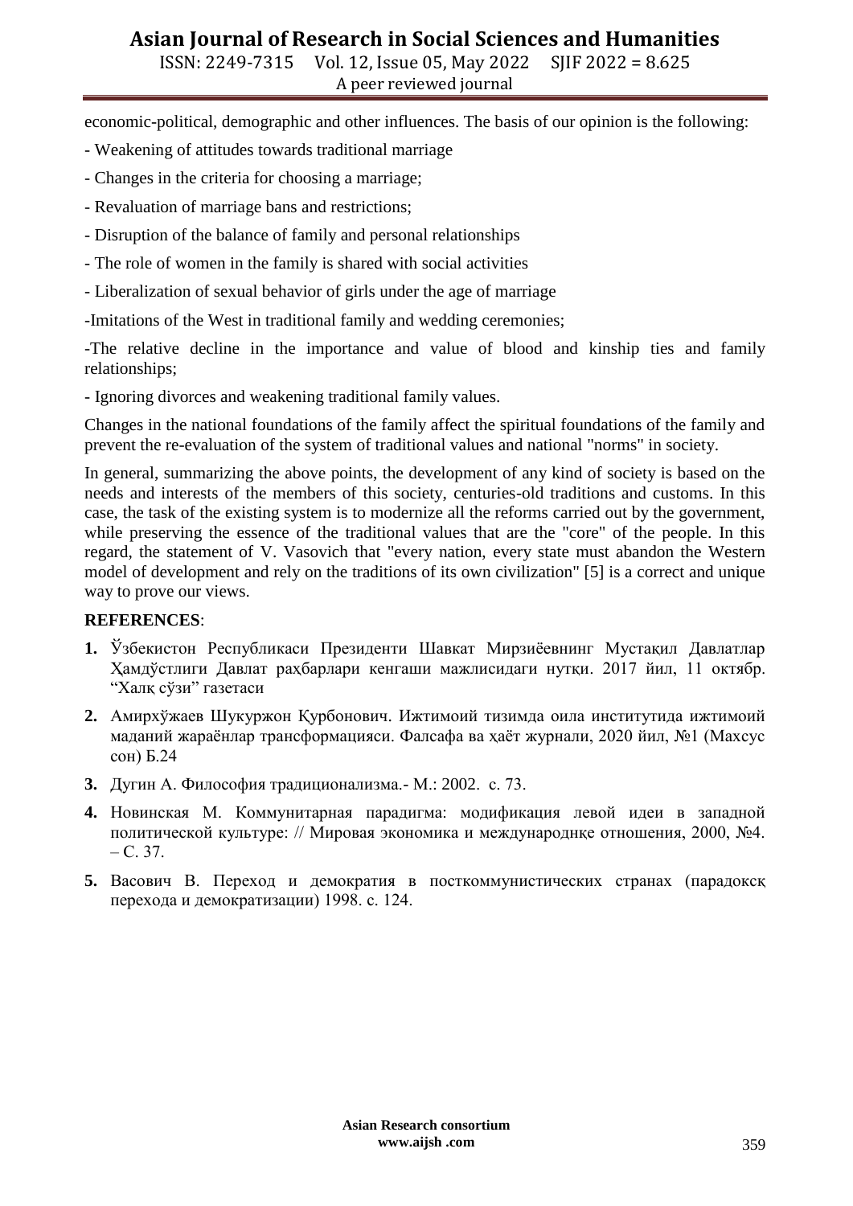economic-political, demographic and other influences. The basis of our opinion is the following:

- Weakening of attitudes towards traditional marriage
- Changes in the criteria for choosing a marriage;
- Revaluation of marriage bans and restrictions;
- Disruption of the balance of family and personal relationships
- The role of women in the family is shared with social activities
- Liberalization of sexual behavior of girls under the age of marriage
- Imitations of the West in traditional family and wedding ceremonies;
- The relative decline in the importance and value of blood and kinship ties and family relationships;
- Ignoring divorces and weakening traditional family values.

Changes in the national foundations of the family affect the spiritual foundations of the family and prevent the re-evaluation of the system of traditional values and national "norms" in society.

In general, summarizing the above points, the development of any kind of society is based on the needs and interests of the members of this society, centuries-old traditions and customs. In this case, the task of the existing system is to modernize all the reforms carried out by the government, while preserving the essence of the traditional values that are the "core" of the people. In this regard, the statement of V. Vasovich that "every nation, every state must abandon the Western model of development and rely on the traditions of its own civilization" [5] is a correct and unique way to prove our views.

**REFERENCES**:

1. Ўзбекистон Республикаси Президенти Шавкат Мирзиёевнинг Мустақил Давлатлар Ҳамдўстлиги Давлат раҳбарлари кенгаши мажлисидаги нутқи. 2017 йил, 11 октябр. “Халқ сўзи” газетаси
2. Амирхўжаев Шукуржон Қурбонович. Ижтимоий тизимда оила институтида ижтимоий маданий жараёнлар трансформацияси. Фалсафа ва ҳаёт журнали, 2020 йил, №1 (Махсус сон) Б.24
3. Дугин А. Философия традиционализма.- М.: 2002. с. 73.
4. Новинская М. Коммунитарная парадигма: модификация левой идеи в западной политической культуре: // Мировая экономика и международнқе отношения, 2000, №4. – С. 37.
5. Васович В. Переход и демократия в посткоммунистических странах (парадоксқ перехода и демократизации) 1998. с. 124.